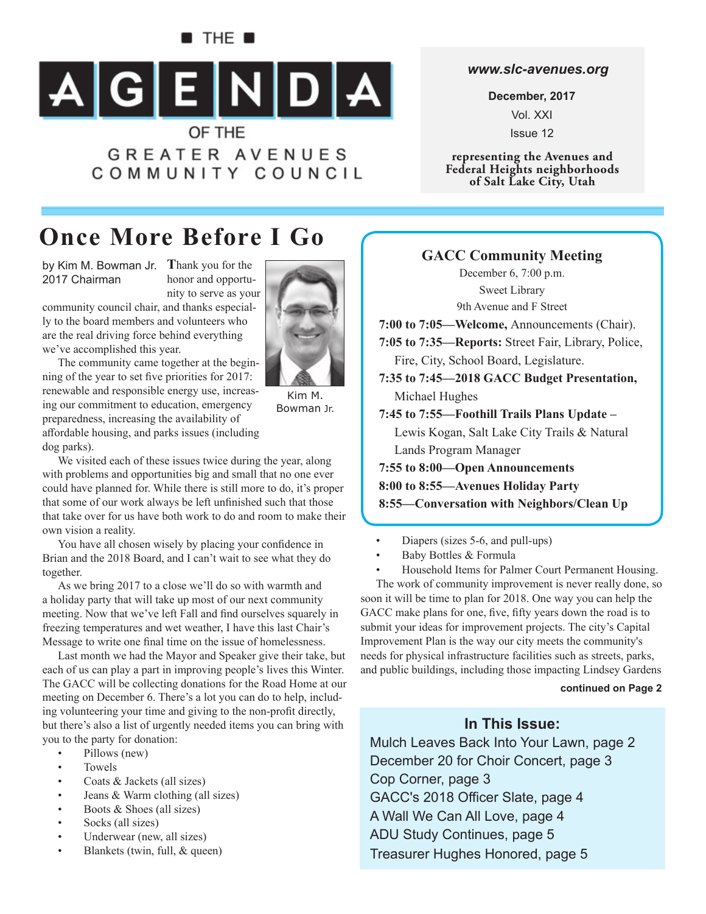# THE AGENDA OF THE GREATER AVENUES COMMUNITY COUNCIL

*www.slc-avenues.org*

**December, 2017**

Vol. XXI

Issue 12

**representing the Avenues and Federal Heights neighborhoods of Salt Lake City, Utah**

## Once More Before I Go

by Kim M. Bowman Jr.
2017 Chairman

Kim M. Bowman Jr.

**T**hank you for the honor and opportunity to serve as your community council chair, and thanks especially to the board members and volunteers who are the real driving force behind everything we've accomplished this year.

The community came together at the beginning of the year to set five priorities for 2017: renewable and responsible energy use, increasing our commitment to education, emergency preparedness, increasing the availability of affordable housing, and parks issues (including dog parks).

We visited each of these issues twice during the year, along with problems and opportunities big and small that no one ever could have planned for. While there is still more to do, it's proper that some of our work always be left unfinished such that those that take over for us have both work to do and room to make their own vision a reality.

You have all chosen wisely by placing your confidence in Brian and the 2018 Board, and I can't wait to see what they do together.

As we bring 2017 to a close we'll do so with warmth and a holiday party that will take up most of our next community meeting. Now that we've left Fall and find ourselves squarely in freezing temperatures and wet weather, I have this last Chair's Message to write one final time on the issue of homelessness.

Last month we had the Mayor and Speaker give their take, but each of us can play a part in improving people's lives this Winter. The GACC will be collecting donations for the Road Home at our meeting on December 6. There's a lot you can do to help, including volunteering your time and giving to the non-profit directly, but there's also a list of urgently needed items you can bring with you to the party for donation:

- Pillows (new)
- Towels
- Coats & Jackets (all sizes)
- Jeans & Warm clothing (all sizes)
- Boots & Shoes (all sizes)
- Socks (all sizes)
- Underwear (new, all sizes)
- Blankets (twin, full, & queen)
- Diapers (sizes 5-6, and pull-ups)
- Baby Bottles & Formula
- Household Items for Palmer Court Permanent Housing.

The work of community improvement is never really done, so soon it will be time to plan for 2018. One way you can help the GACC make plans for one, five, fifty years down the road is to submit your ideas for improvement projects. The city's Capital Improvement Plan is the way our city meets the community's needs for physical infrastructure facilities such as streets, parks, and public buildings, including those impacting Lindsey Gardens

**continued on Page 2**

### GACC Community Meeting

December 6, 7:00 p.m.
Sweet Library
9th Avenue and F Street

**7:00 to 7:05—Welcome,** Announcements (Chair).

**7:05 to 7:35—Reports:** Street Fair, Library, Police, Fire, City, School Board, Legislature.

**7:35 to 7:45—2018 GACC Budget Presentation,** Michael Hughes

**7:45 to 7:55—Foothill Trails Plans Update –** Lewis Kogan, Salt Lake City Trails & Natural Lands Program Manager

**7:55 to 8:00—Open Announcements**

**8:00 to 8:55—Avenues Holiday Party**

**8:55—Conversation with Neighbors/Clean Up**

### In This Issue:

Mulch Leaves Back Into Your Lawn, page 2
December 20 for Choir Concert, page 3
Cop Corner, page 3
GACC's 2018 Officer Slate, page 4
A Wall We Can All Love, page 4
ADU Study Continues, page 5
Treasurer Hughes Honored, page 5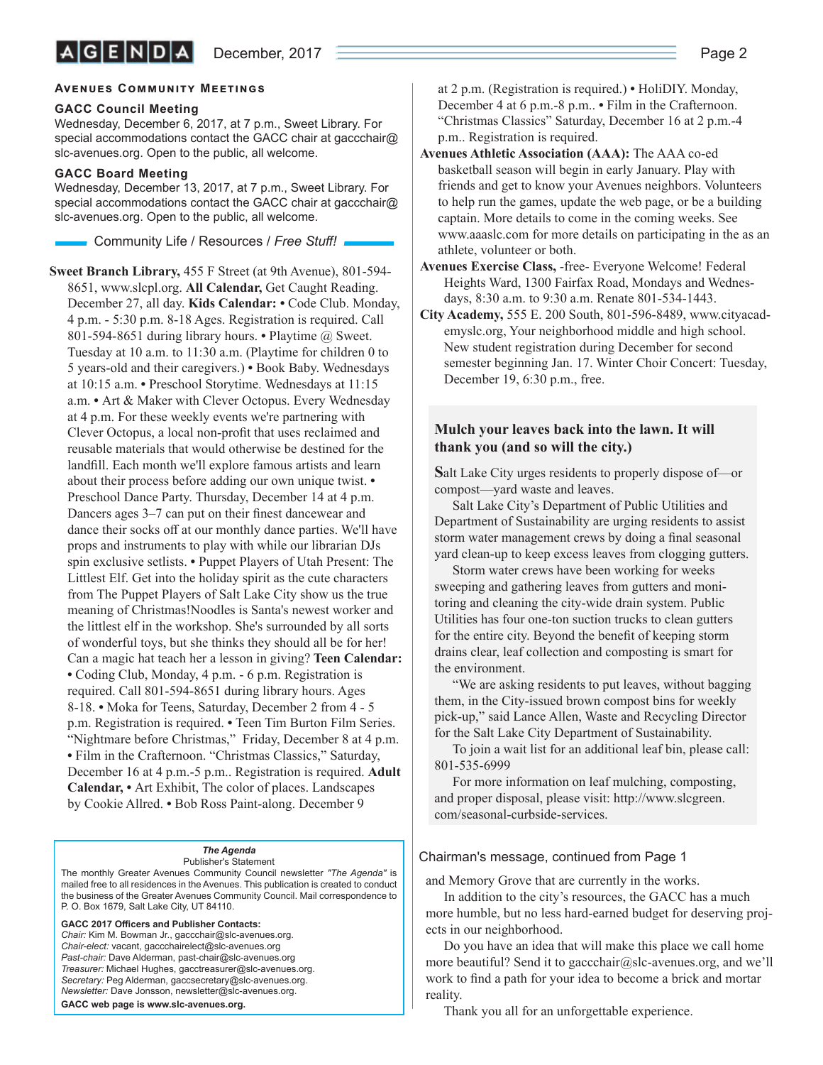## Avenues Community Meetings

### GACC Council Meeting

Wednesday, December 6, 2017, at 7 p.m., Sweet Library. For special accommodations contact the GACC chair at gaccchair@slc-avenues.org. Open to the public, all welcome.

### GACC Board Meeting

Wednesday, December 13, 2017, at 7 p.m., Sweet Library. For special accommodations contact the GACC chair at gaccchair@slc-avenues.org. Open to the public, all welcome.

## Community Life / Resources / *Free Stuff!*

**Sweet Branch Library,** 455 F Street (at 9th Avenue), 801-594-8651, www.slcpl.org. **All Calendar,** Get Caught Reading. December 27, all day. **Kids Calendar:** • Code Club. Monday, 4 p.m. - 5:30 p.m. 8-18 Ages. Registration is required. Call 801-594-8651 during library hours. • Playtime @ Sweet. Tuesday at 10 a.m. to 11:30 a.m. (Playtime for children 0 to 5 years-old and their caregivers.) • Book Baby. Wednesdays at 10:15 a.m. • Preschool Storytime. Wednesdays at 11:15 a.m. • Art & Maker with Clever Octopus. Every Wednesday at 4 p.m. For these weekly events we're partnering with Clever Octopus, a local non-profit that uses reclaimed and reusable materials that would otherwise be destined for the landfill. Each month we'll explore famous artists and learn about their process before adding our own unique twist. • Preschool Dance Party. Thursday, December 14 at 4 p.m. Dancers ages 3–7 can put on their finest dancewear and dance their socks off at our monthly dance parties. We'll have props and instruments to play with while our librarian DJs spin exclusive setlists. • Puppet Players of Utah Present: The Littlest Elf. Get into the holiday spirit as the cute characters from The Puppet Players of Salt Lake City show us the true meaning of Christmas!Noodles is Santa's newest worker and the littlest elf in the workshop. She's surrounded by all sorts of wonderful toys, but she thinks she should all be for her! Can a magic hat teach her a lesson in giving? **Teen Calendar:** • Coding Club, Monday, 4 p.m. - 6 p.m. Registration is required. Call 801-594-8651 during library hours. Ages 8-18. • Moka for Teens, Saturday, December 2 from 4 - 5 p.m. Registration is required. • Teen Tim Burton Film Series. "Nightmare before Christmas," Friday, December 8 at 4 p.m. • Film in the Crafternoon. "Christmas Classics," Saturday, December 16 at 4 p.m.-5 p.m.. Registration is required. **Adult Calendar,** • Art Exhibit, The color of places. Landscapes by Cookie Allred. • Bob Ross Paint-along. December 9 at 2 p.m. (Registration is required.) • HoliDIY. Monday, December 4 at 6 p.m.-8 p.m.. • Film in the Crafternoon. "Christmas Classics" Saturday, December 16 at 2 p.m.-4 p.m.. Registration is required.

**Avenues Athletic Association (AAA):** The AAA co-ed basketball season will begin in early January. Play with friends and get to know your Avenues neighbors. Volunteers to help run the games, update the web page, or be a building captain. More details to come in the coming weeks. See www.aaaslc.com for more details on participating in the as an athlete, volunteer or both.

**Avenues Exercise Class,** -free- Everyone Welcome! Federal Heights Ward, 1300 Fairfax Road, Mondays and Wednesdays, 8:30 a.m. to 9:30 a.m. Renate 801-534-1443.

**City Academy,** 555 E. 200 South, 801-596-8489, www.cityacademyslc.org, Your neighborhood middle and high school. New student registration during December for second semester beginning Jan. 17. Winter Choir Concert: Tuesday, December 19, 6:30 p.m., free.

### Mulch your leaves back into the lawn. It will thank you (and so will the city.)

Salt Lake City urges residents to properly dispose of—or compost—yard waste and leaves.

Salt Lake City's Department of Public Utilities and Department of Sustainability are urging residents to assist storm water management crews by doing a final seasonal yard clean-up to keep excess leaves from clogging gutters.

Storm water crews have been working for weeks sweeping and gathering leaves from gutters and monitoring and cleaning the city-wide drain system. Public Utilities has four one-ton suction trucks to clean gutters for the entire city. Beyond the benefit of keeping storm drains clear, leaf collection and composting is smart for the environment.

"We are asking residents to put leaves, without bagging them, in the City-issued brown compost bins for weekly pick-up," said Lance Allen, Waste and Recycling Director for the Salt Lake City Department of Sustainability.

To join a wait list for an additional leaf bin, please call: 801-535-6999

For more information on leaf mulching, composting, and proper disposal, please visit: http://www.slcgreen.com/seasonal-curbside-services.

### Chairman's message, continued from Page 1

and Memory Grove that are currently in the works.

In addition to the city's resources, the GACC has a much more humble, but no less hard-earned budget for deserving projects in our neighborhood.

Do you have an idea that will make this place we call home more beautiful? Send it to gaccchair@slc-avenues.org, and we'll work to find a path for your idea to become a brick and mortar reality.

Thank you all for an unforgettable experience.

---

***The Agenda***
Publisher's Statement

The monthly Greater Avenues Community Council newsletter *"The Agenda"* is mailed free to all residences in the Avenues. This publication is created to conduct the business of the Greater Avenues Community Council. Mail correspondence to P. O. Box 1679, Salt Lake City, UT 84110.

**GACC 2017 Officers and Publisher Contacts:**
*Chair:* Kim M. Bowman Jr., gaccchair@slc-avenues.org.
*Chair-elect:* vacant, gaccchairelect@slc-avenues.org
*Past-chair:* Dave Alderman, past-chair@slc-avenues.org
*Treasurer:* Michael Hughes, gacctreasurer@slc-avenues.org.
*Secretary:* Peg Alderman, gaccsecretary@slc-avenues.org.
*Newsletter:* Dave Jonsson, newsletter@slc-avenues.org.

**GACC web page is www.slc-avenues.org.**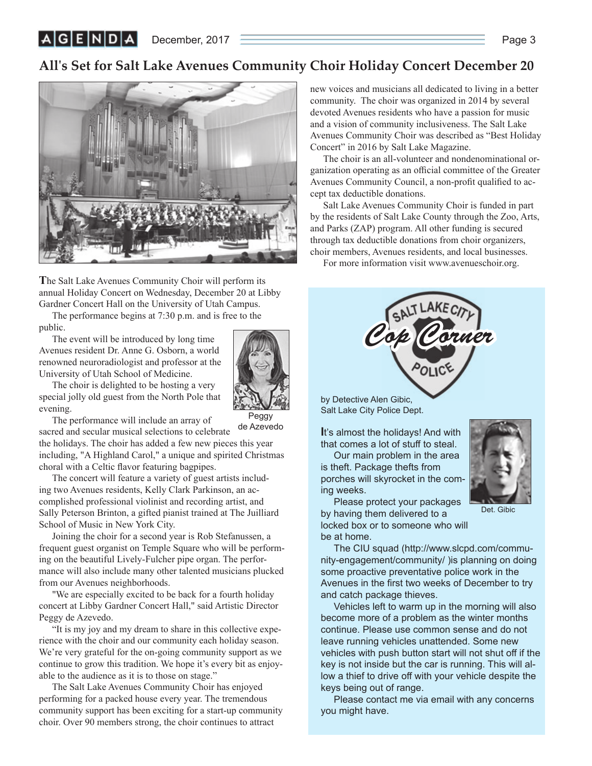# All's Set for Salt Lake Avenues Community Choir Holiday Concert December 20

The Salt Lake Avenues Community Choir will perform its annual Holiday Concert on Wednesday, December 20 at Libby Gardner Concert Hall on the University of Utah Campus.

The performance begins at 7:30 p.m. and is free to the public.

The event will be introduced by long time Avenues resident Dr. Anne G. Osborn, a world renowned neuroradiologist and professor at the University of Utah School of Medicine.

The choir is delighted to be hosting a very special jolly old guest from the North Pole that evening.

Peggy de Azevedo

The performance will include an array of sacred and secular musical selections to celebrate the holidays. The choir has added a few new pieces this year including, "A Highland Carol," a unique and spirited Christmas choral with a Celtic flavor featuring bagpipes.

The concert will feature a variety of guest artists including two Avenues residents, Kelly Clark Parkinson, an accomplished professional violinist and recording artist, and Sally Peterson Brinton, a gifted pianist trained at The Juilliard School of Music in New York City.

Joining the choir for a second year is Rob Stefanussen, a frequent guest organist on Temple Square who will be performing on the beautiful Lively-Fulcher pipe organ. The performance will also include many other talented musicians plucked from our Avenues neighborhoods.

"We are especially excited to be back for a fourth holiday concert at Libby Gardner Concert Hall," said Artistic Director Peggy de Azevedo.

"It is my joy and my dream to share in this collective experience with the choir and our community each holiday season. We're very grateful for the on-going community support as we continue to grow this tradition. We hope it's every bit as enjoyable to the audience as it is to those on stage."

The Salt Lake Avenues Community Choir has enjoyed performing for a packed house every year. The tremendous community support has been exciting for a start-up community choir. Over 90 members strong, the choir continues to attract new voices and musicians all dedicated to living in a better community. The choir was organized in 2014 by several devoted Avenues residents who have a passion for music and a vision of community inclusiveness. The Salt Lake Avenues Community Choir was described as "Best Holiday Concert" in 2016 by Salt Lake Magazine.

The choir is an all-volunteer and nondenominational organization operating as an official committee of the Greater Avenues Community Council, a non-profit qualified to accept tax deductible donations.

Salt Lake Avenues Community Choir is funded in part by the residents of Salt Lake County through the Zoo, Arts, and Parks (ZAP) program. All other funding is secured through tax deductible donations from choir organizers, choir members, Avenues residents, and local businesses.

For more information visit www.avenueschoir.org.

## Salt Lake City Police Cop Corner

by Detective Alen Gibic, Salt Lake City Police Dept.

It's almost the holidays! And with that comes a lot of stuff to steal.

Our main problem in the area is theft. Package thefts from porches will skyrocket in the coming weeks.

Det. Gibic

Please protect your packages by having them delivered to a locked box or to someone who will be at home.

The CIU squad (http://www.slcpd.com/community-engagement/community/ )is planning on doing some proactive preventative police work in the Avenues in the first two weeks of December to try and catch package thieves.

Vehicles left to warm up in the morning will also become more of a problem as the winter months continue. Please use common sense and do not leave running vehicles unattended. Some new vehicles with push button start will not shut off if the key is not inside but the car is running. This will allow a thief to drive off with your vehicle despite the keys being out of range.

Please contact me via email with any concerns you might have.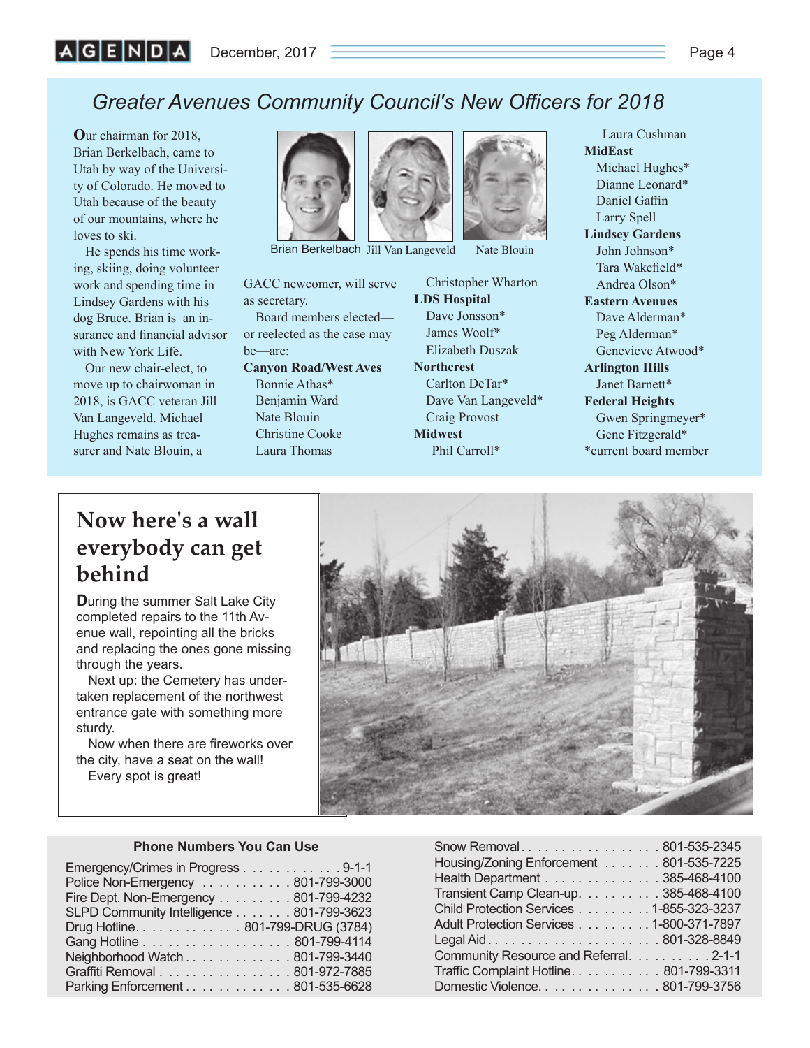## Greater Avenues Community Council's New Officers for 2018

**O**ur chairman for 2018, Brian Berkelbach, came to Utah by way of the University of Colorado. He moved to Utah because of the beauty of our mountains, where he loves to ski.

He spends his time working, skiing, doing volunteer work and spending time in Lindsey Gardens with his dog Bruce. Brian is an insurance and financial advisor with New York Life.

Our new chair-elect, to move up to chairwoman in 2018, is GACC veteran Jill Van Langeveld. Michael Hughes remains as treasurer and Nate Blouin, a GACC newcomer, will serve as secretary.

Brian Berkelbach   Jill Van Langeveld   Nate Blouin

Board members elected—or reelected as the case may be—are:

**Canyon Road/West Aves**
- Bonnie Athas*
- Benjamin Ward
- Nate Blouin
- Christine Cooke
- Laura Thomas
- Christopher Wharton

**LDS Hospital**
- Dave Jonsson*
- James Woolf*
- Elizabeth Duszak

**Northcrest**
- Carlton DeTar*
- Dave Van Langeveld*
- Craig Provost

**Midwest**
- Phil Carroll*
- Laura Cushman

**MidEast**
- Michael Hughes*
- Dianne Leonard*
- Daniel Gaffin
- Larry Spell

**Lindsey Gardens**
- John Johnson*
- Tara Wakefield*
- Andrea Olson*

**Eastern Avenues**
- Dave Alderman*
- Peg Alderman*
- Genevieve Atwood*

**Arlington Hills**
- Janet Barnett*

**Federal Heights**
- Gwen Springmeyer*
- Gene Fitzgerald*

*current board member

## Now here's a wall everybody can get behind

**D**uring the summer Salt Lake City completed repairs to the 11th Avenue wall, repointing all the bricks and replacing the ones gone missing through the years.

Next up: the Cemetery has undertaken replacement of the northwest entrance gate with something more sturdy.

Now when there are fireworks over the city, have a seat on the wall!

Every spot is great!

### Phone Numbers You Can Use

| | |
|---|---|
| Emergency/Crimes in Progress | 9-1-1 |
| Police Non-Emergency | 801-799-3000 |
| Fire Dept. Non-Emergency | 801-799-4232 |
| SLPD Community Intelligence | 801-799-3623 |
| Drug Hotline | 801-799-DRUG (3784) |
| Gang Hotline | 801-799-4114 |
| Neighborhood Watch | 801-799-3440 |
| Graffiti Removal | 801-972-7885 |
| Parking Enforcement | 801-535-6628 |
| Snow Removal | 801-535-2345 |
| Housing/Zoning Enforcement | 801-535-7225 |
| Health Department | 385-468-4100 |
| Transient Camp Clean-up | 385-468-4100 |
| Child Protection Services | 1-855-323-3237 |
| Adult Protection Services | 1-800-371-7897 |
| Legal Aid | 801-328-8849 |
| Community Resource and Referral | 2-1-1 |
| Traffic Complaint Hotline | 801-799-3311 |
| Domestic Violence | 801-799-3756 |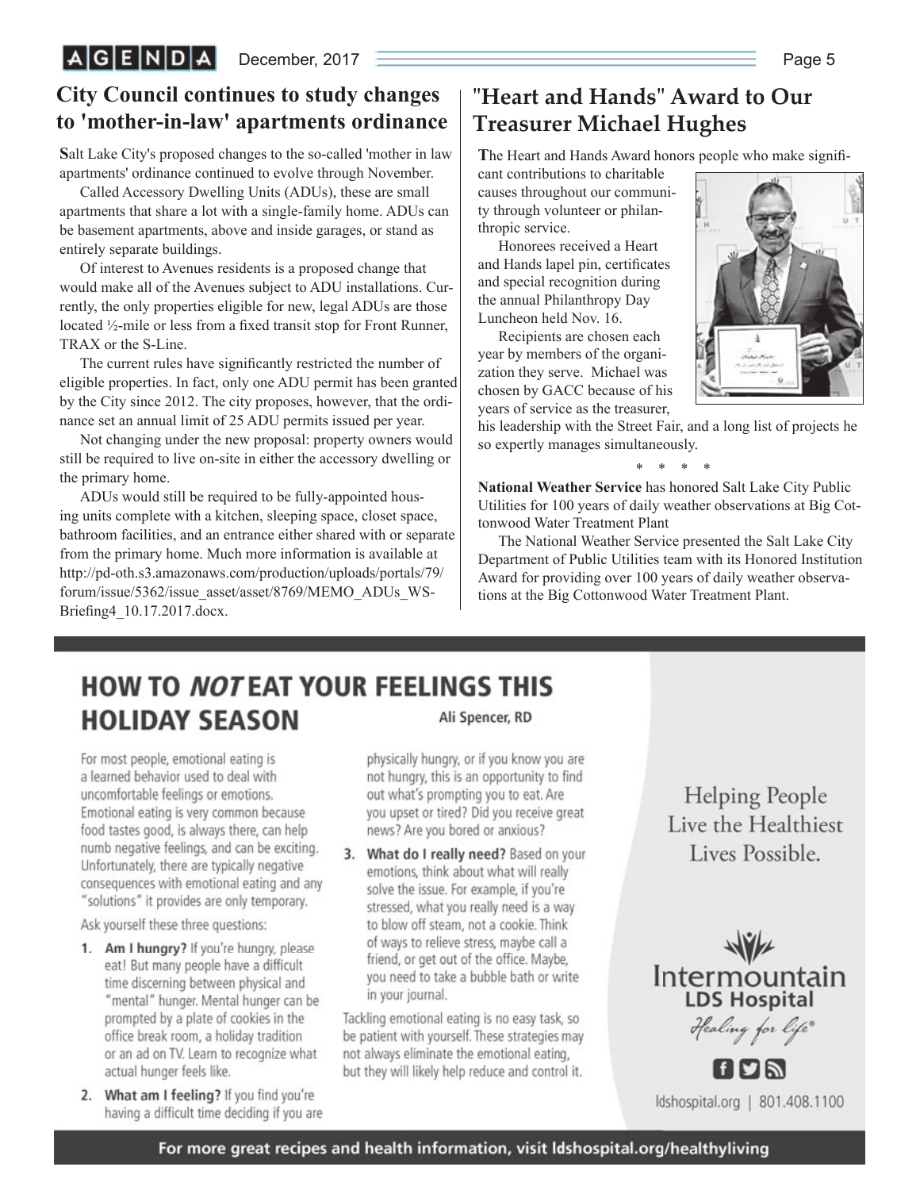## City Council continues to study changes to 'mother-in-law' apartments ordinance

Salt Lake City's proposed changes to the so-called 'mother in law apartments' ordinance continued to evolve through November.

Called Accessory Dwelling Units (ADUs), these are small apartments that share a lot with a single-family home. ADUs can be basement apartments, above and inside garages, or stand as entirely separate buildings.

Of interest to Avenues residents is a proposed change that would make all of the Avenues subject to ADU installations. Currently, the only properties eligible for new, legal ADUs are those located ½-mile or less from a fixed transit stop for Front Runner, TRAX or the S-Line.

The current rules have significantly restricted the number of eligible properties. In fact, only one ADU permit has been granted by the City since 2012. The city proposes, however, that the ordinance set an annual limit of 25 ADU permits issued per year.

Not changing under the new proposal: property owners would still be required to live on-site in either the accessory dwelling or the primary home.

ADUs would still be required to be fully-appointed housing units complete with a kitchen, sleeping space, closet space, bathroom facilities, and an entrance either shared with or separate from the primary home. Much more information is available at http://pd-oth.s3.amazonaws.com/production/uploads/portals/79/forum/issue/5362/issue_asset/asset/8769/MEMO_ADUs_WS-Briefing4_10.17.2017.docx.

## "Heart and Hands" Award to Our Treasurer Michael Hughes

The Heart and Hands Award honors people who make significant contributions to charitable causes throughout our community through volunteer or philanthropic service.

Honorees received a Heart and Hands lapel pin, certificates and special recognition during the annual Philanthropy Day Luncheon held Nov. 16.

Recipients are chosen each year by members of the organization they serve. Michael was chosen by GACC because of his years of service as the treasurer, his leadership with the Street Fair, and a long list of projects he so expertly manages simultaneously.

\* \* \* \*

**National Weather Service** has honored Salt Lake City Public Utilities for 100 years of daily weather observations at Big Cottonwood Water Treatment Plant

The National Weather Service presented the Salt Lake City Department of Public Utilities team with its Honored Institution Award for providing over 100 years of daily weather observations at the Big Cottonwood Water Treatment Plant.

## HOW TO *NOT* EAT YOUR FEELINGS THIS HOLIDAY SEASON

Ali Spencer, RD

For most people, emotional eating is a learned behavior used to deal with uncomfortable feelings or emotions. Emotional eating is very common because food tastes good, is always there, can help numb negative feelings, and can be exciting. Unfortunately, there are typically negative consequences with emotional eating and any "solutions" it provides are only temporary.

Ask yourself these three questions:

1. **Am I hungry?** If you're hungry, please eat! But many people have a difficult time discerning between physical and "mental" hunger. Mental hunger can be prompted by a plate of cookies in the office break room, a holiday tradition or an ad on TV. Learn to recognize what actual hunger feels like.
2. **What am I feeling?** If you find you're having a difficult time deciding if you are physically hungry, or if you know you are not hungry, this is an opportunity to find out what's prompting you to eat. Are you upset or tired? Did you receive great news? Are you bored or anxious?
3. **What do I really need?** Based on your emotions, think about what will really solve the issue. For example, if you're stressed, what you really need is a way to blow off steam, not a cookie. Think of ways to relieve stress, maybe call a friend, or get out of the office. Maybe, you need to take a bubble bath or write in your journal.

Tackling emotional eating is no easy task, so be patient with yourself. These strategies may not always eliminate the emotional eating, but they will likely help reduce and control it.

Helping People Live the Healthiest Lives Possible.

Intermountain LDS Hospital
*Healing for life®*

ldshospital.org | 801.408.1100

**For more great recipes and health information, visit ldshospital.org/healthyliving**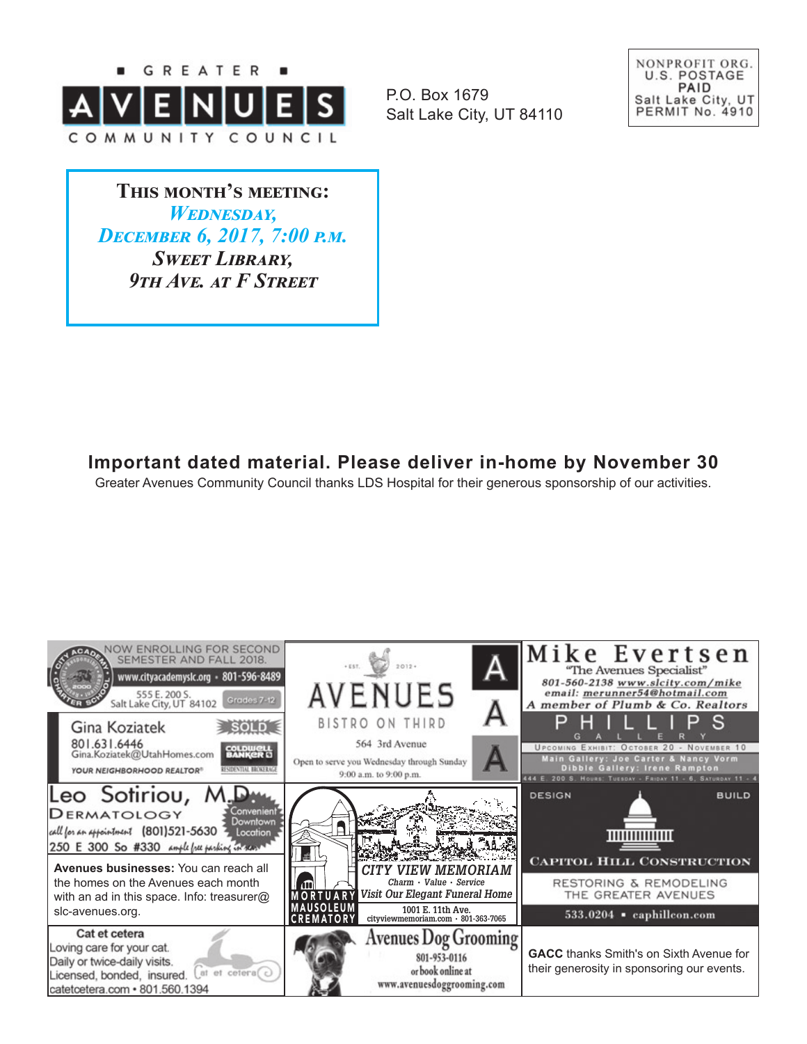■ GREATER ■

# AVENUES

COMMUNITY COUNCIL

P.O. Box 1679
Salt Lake City, UT 84110

NONPROFIT ORG.
U.S. POSTAGE
PAID
Salt Lake City, UT
PERMIT No. 4910

**THIS MONTH'S MEETING:**
***WEDNESDAY,***
***DECEMBER 6, 2017, 7:00 P.M.***
***SWEET LIBRARY,***
***9TH AVE. AT F STREET***

**Important dated material. Please deliver in-home by November 30**

Greater Avenues Community Council thanks LDS Hospital for their generous sponsorship of our activities.

---

**City Academy** — NOW ENROLLING FOR SECOND SEMESTER AND FALL 2018. www.cityacademyslc.org • 801-596-8489. 555 E. 200 S. Salt Lake City, UT 84102. Grades 7-12

**Gina Koziatek** — SOLD. 801.631.6446. Gina.Koziatek@UtahHomes.com. YOUR NEIGHBORHOOD REALTOR®. Coldwell Banker Residential Brokerage

**AVENUES BISTRO ON THIRD** — EST. 2012. 564 3rd Avenue. Open to serve you Wednesday through Sunday 9:00 a.m. to 9:00 p.m.

**Mike Evertsen** — "The Avenues Specialist" 801-560-2138 www.slcity.com/mike email: merunner54@hotmail.com. A member of Plumb & Co. Realtors

**PHILLIPS GALLERY** — Upcoming Exhibit: October 20 - November 10. Main Gallery: Joe Carter & Nancy Vorm. Dibble Gallery: Irene Rampton. 444 E. 200 S. Hours: Tuesday - Friday 11 - 6, Saturday 11 - 4

**Leo Sotiriou, M.D.** — DERMATOLOGY. Convenient Downtown Location. call for an appointment (801)521-5630. 250 E 300 So #330 ample free parking in rear

**Avenues businesses:** You can reach all the homes on the Avenues each month with an ad in this space. Info: treasurer@slc-avenues.org.

**CITY VIEW MEMORIAM** — Charm · Value · Service. Visit Our Elegant Funeral Home. MORTUARY MAUSOLEUM CREMATORY. 1001 E. 11th Ave. cityviewmemoriam.com · 801-363-7065

**CAPITOL HILL CONSTRUCTION** — DESIGN BUILD. RESTORING & REMODELING THE GREATER AVENUES. 533.0204 ▪ caphillcon.com

**Cat et cetera** — Loving care for your cat. Daily or twice-daily visits. Licensed, bonded, insured. catetcetera.com • 801.560.1394

**Avenues Dog Grooming** — 801-953-0116 or book online at www.avenuesdoggrooming.com

**GACC** thanks Smith's on Sixth Avenue for their generosity in sponsoring our events.